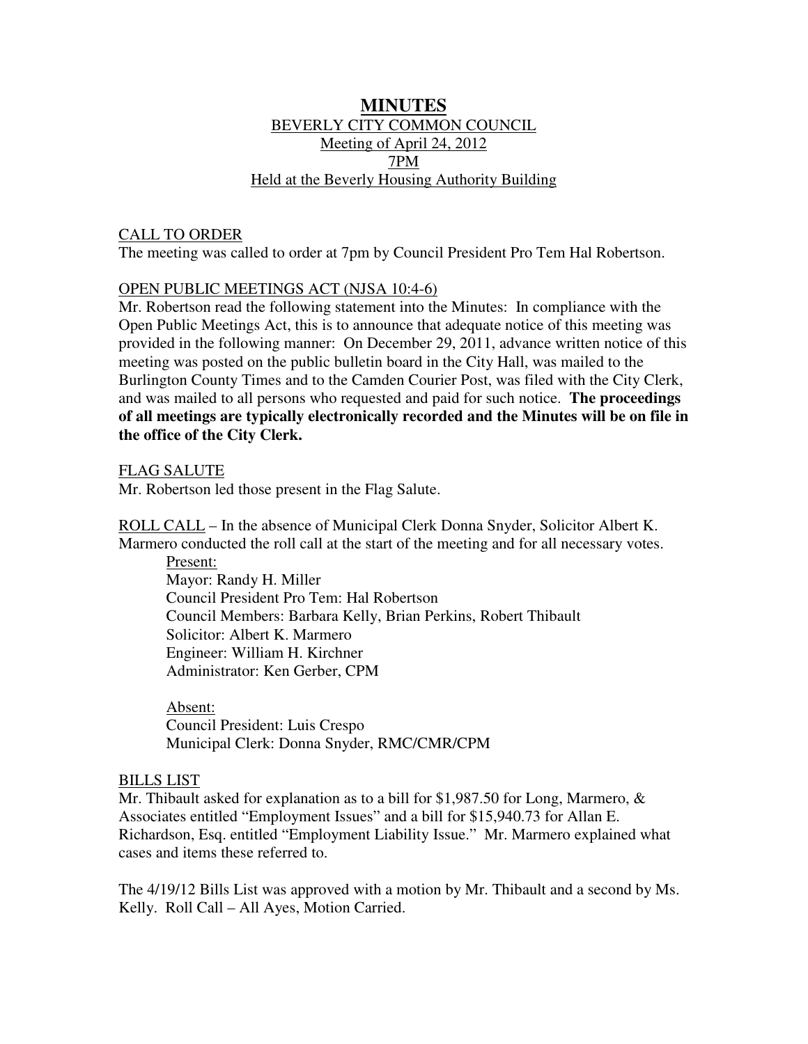# MINUTES

BEVERLY CITY COMMON COUNCIL
Meeting of April 24, 2012
7PM
Held at the Beverly Housing Authority Building

CALL TO ORDER

The meeting was called to order at 7pm by Council President Pro Tem Hal Robertson.

OPEN PUBLIC MEETINGS ACT (NJSA 10:4-6)

Mr. Robertson read the following statement into the Minutes: In compliance with the Open Public Meetings Act, this is to announce that adequate notice of this meeting was provided in the following manner: On December 29, 2011, advance written notice of this meeting was posted on the public bulletin board in the City Hall, was mailed to the Burlington County Times and to the Camden Courier Post, was filed with the City Clerk, and was mailed to all persons who requested and paid for such notice. **The proceedings of all meetings are typically electronically recorded and the Minutes will be on file in the office of the City Clerk.**

FLAG SALUTE

Mr. Robertson led those present in the Flag Salute.

ROLL CALL – In the absence of Municipal Clerk Donna Snyder, Solicitor Albert K. Marmero conducted the roll call at the start of the meeting and for all necessary votes.

Present:
Mayor: Randy H. Miller
Council President Pro Tem: Hal Robertson
Council Members: Barbara Kelly, Brian Perkins, Robert Thibault
Solicitor: Albert K. Marmero
Engineer: William H. Kirchner
Administrator: Ken Gerber, CPM

Absent:
Council President: Luis Crespo
Municipal Clerk: Donna Snyder, RMC/CMR/CPM

BILLS LIST

Mr. Thibault asked for explanation as to a bill for $1,987.50 for Long, Marmero, & Associates entitled "Employment Issues" and a bill for $15,940.73 for Allan E. Richardson, Esq. entitled "Employment Liability Issue." Mr. Marmero explained what cases and items these referred to.

The 4/19/12 Bills List was approved with a motion by Mr. Thibault and a second by Ms. Kelly. Roll Call – All Ayes, Motion Carried.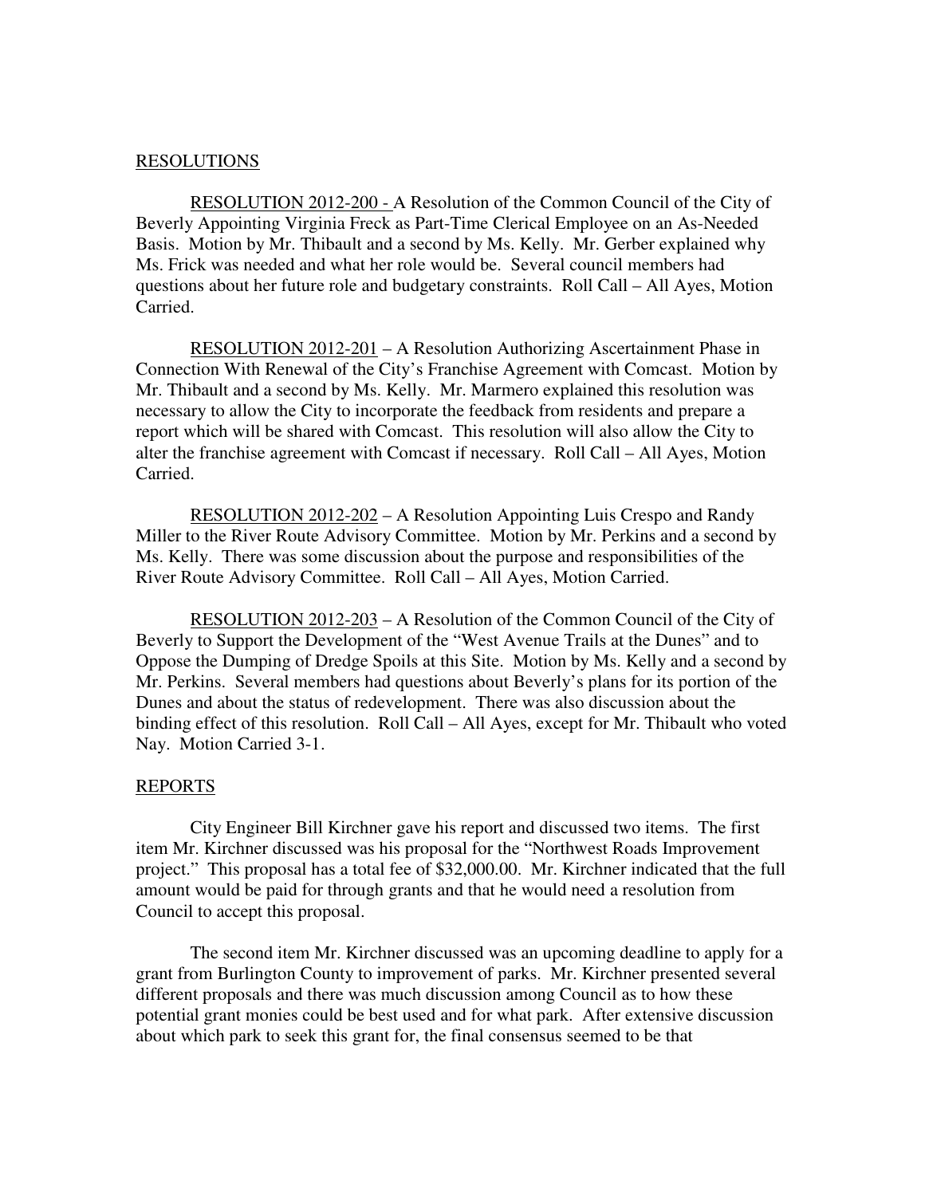## RESOLUTIONS

<u>RESOLUTION 2012-200 -</u> A Resolution of the Common Council of the City of Beverly Appointing Virginia Freck as Part-Time Clerical Employee on an As-Needed Basis. Motion by Mr. Thibault and a second by Ms. Kelly. Mr. Gerber explained why Ms. Frick was needed and what her role would be. Several council members had questions about her future role and budgetary constraints. Roll Call – All Ayes, Motion Carried.

<u>RESOLUTION 2012-201</u> – A Resolution Authorizing Ascertainment Phase in Connection With Renewal of the City's Franchise Agreement with Comcast. Motion by Mr. Thibault and a second by Ms. Kelly. Mr. Marmero explained this resolution was necessary to allow the City to incorporate the feedback from residents and prepare a report which will be shared with Comcast. This resolution will also allow the City to alter the franchise agreement with Comcast if necessary. Roll Call – All Ayes, Motion Carried.

<u>RESOLUTION 2012-202</u> – A Resolution Appointing Luis Crespo and Randy Miller to the River Route Advisory Committee. Motion by Mr. Perkins and a second by Ms. Kelly. There was some discussion about the purpose and responsibilities of the River Route Advisory Committee. Roll Call – All Ayes, Motion Carried.

<u>RESOLUTION 2012-203</u> – A Resolution of the Common Council of the City of Beverly to Support the Development of the "West Avenue Trails at the Dunes" and to Oppose the Dumping of Dredge Spoils at this Site. Motion by Ms. Kelly and a second by Mr. Perkins. Several members had questions about Beverly's plans for its portion of the Dunes and about the status of redevelopment. There was also discussion about the binding effect of this resolution. Roll Call – All Ayes, except for Mr. Thibault who voted Nay. Motion Carried 3-1.

## REPORTS

City Engineer Bill Kirchner gave his report and discussed two items. The first item Mr. Kirchner discussed was his proposal for the "Northwest Roads Improvement project." This proposal has a total fee of $32,000.00. Mr. Kirchner indicated that the full amount would be paid for through grants and that he would need a resolution from Council to accept this proposal.

The second item Mr. Kirchner discussed was an upcoming deadline to apply for a grant from Burlington County to improvement of parks. Mr. Kirchner presented several different proposals and there was much discussion among Council as to how these potential grant monies could be best used and for what park. After extensive discussion about which park to seek this grant for, the final consensus seemed to be that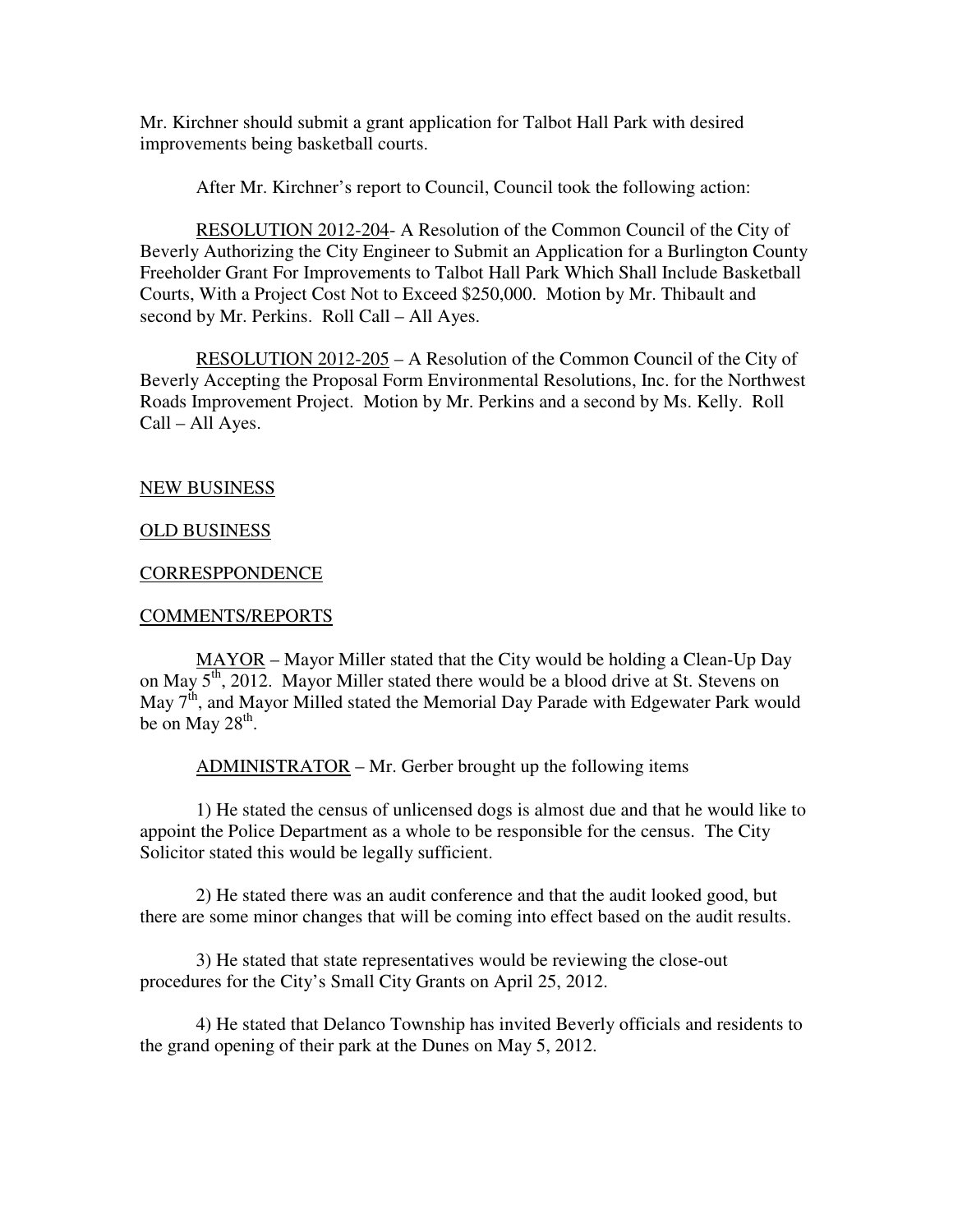Mr. Kirchner should submit a grant application for Talbot Hall Park with desired improvements being basketball courts.

After Mr. Kirchner's report to Council, Council took the following action:

<u>RESOLUTION 2012-204</u>- A Resolution of the Common Council of the City of Beverly Authorizing the City Engineer to Submit an Application for a Burlington County Freeholder Grant For Improvements to Talbot Hall Park Which Shall Include Basketball Courts, With a Project Cost Not to Exceed $250,000. Motion by Mr. Thibault and second by Mr. Perkins. Roll Call – All Ayes.

<u>RESOLUTION 2012-205</u> – A Resolution of the Common Council of the City of Beverly Accepting the Proposal Form Environmental Resolutions, Inc. for the Northwest Roads Improvement Project. Motion by Mr. Perkins and a second by Ms. Kelly. Roll Call – All Ayes.

<u>NEW BUSINESS</u>

<u>OLD BUSINESS</u>

<u>CORRESPPONDENCE</u>

<u>COMMENTS/REPORTS</u>

<u>MAYOR</u> – Mayor Miller stated that the City would be holding a Clean-Up Day on May 5th, 2012. Mayor Miller stated there would be a blood drive at St. Stevens on May 7th, and Mayor Milled stated the Memorial Day Parade with Edgewater Park would be on May 28th.

<u>ADMINISTRATOR</u> – Mr. Gerber brought up the following items

1) He stated the census of unlicensed dogs is almost due and that he would like to appoint the Police Department as a whole to be responsible for the census. The City Solicitor stated this would be legally sufficient.

2) He stated there was an audit conference and that the audit looked good, but there are some minor changes that will be coming into effect based on the audit results.

3) He stated that state representatives would be reviewing the close-out procedures for the City's Small City Grants on April 25, 2012.

4) He stated that Delanco Township has invited Beverly officials and residents to the grand opening of their park at the Dunes on May 5, 2012.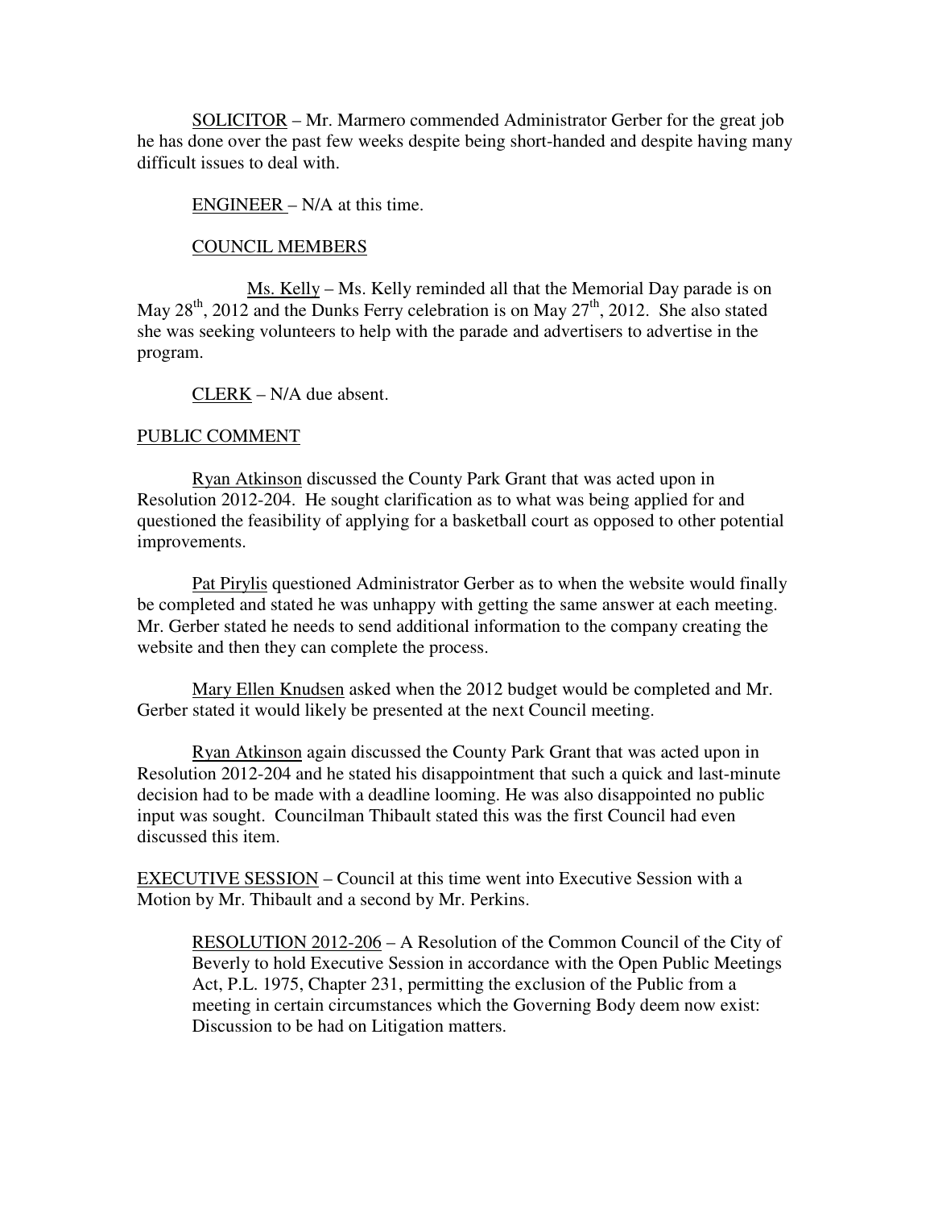SOLICITOR – Mr. Marmero commended Administrator Gerber for the great job he has done over the past few weeks despite being short-handed and despite having many difficult issues to deal with.

ENGINEER – N/A at this time.

COUNCIL MEMBERS

Ms. Kelly – Ms. Kelly reminded all that the Memorial Day parade is on May 28th, 2012 and the Dunks Ferry celebration is on May 27th, 2012. She also stated she was seeking volunteers to help with the parade and advertisers to advertise in the program.

CLERK – N/A due absent.

PUBLIC COMMENT

Ryan Atkinson discussed the County Park Grant that was acted upon in Resolution 2012-204. He sought clarification as to what was being applied for and questioned the feasibility of applying for a basketball court as opposed to other potential improvements.

Pat Pirylis questioned Administrator Gerber as to when the website would finally be completed and stated he was unhappy with getting the same answer at each meeting. Mr. Gerber stated he needs to send additional information to the company creating the website and then they can complete the process.

Mary Ellen Knudsen asked when the 2012 budget would be completed and Mr. Gerber stated it would likely be presented at the next Council meeting.

Ryan Atkinson again discussed the County Park Grant that was acted upon in Resolution 2012-204 and he stated his disappointment that such a quick and last-minute decision had to be made with a deadline looming. He was also disappointed no public input was sought. Councilman Thibault stated this was the first Council had even discussed this item.

EXECUTIVE SESSION – Council at this time went into Executive Session with a Motion by Mr. Thibault and a second by Mr. Perkins.

RESOLUTION 2012-206 – A Resolution of the Common Council of the City of Beverly to hold Executive Session in accordance with the Open Public Meetings Act, P.L. 1975, Chapter 231, permitting the exclusion of the Public from a meeting in certain circumstances which the Governing Body deem now exist: Discussion to be had on Litigation matters.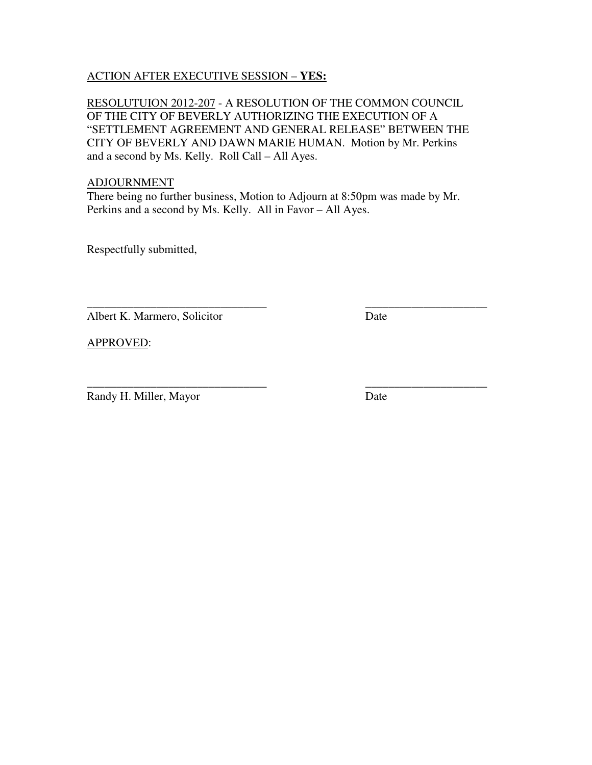ACTION AFTER EXECUTIVE SESSION – **YES:**

RESOLUTUION 2012-207 - A RESOLUTION OF THE COMMON COUNCIL OF THE CITY OF BEVERLY AUTHORIZING THE EXECUTION OF A "SETTLEMENT AGREEMENT AND GENERAL RELEASE" BETWEEN THE CITY OF BEVERLY AND DAWN MARIE HUMAN. Motion by Mr. Perkins and a second by Ms. Kelly. Roll Call – All Ayes.

ADJOURNMENT

There being no further business, Motion to Adjourn at 8:50pm was made by Mr. Perkins and a second by Ms. Kelly. All in Favor – All Ayes.

Respectfully submitted,

_______________________________ _____________________

Albert K. Marmero, Solicitor Date

APPROVED:

_______________________________ _____________________

Randy H. Miller, Mayor Date